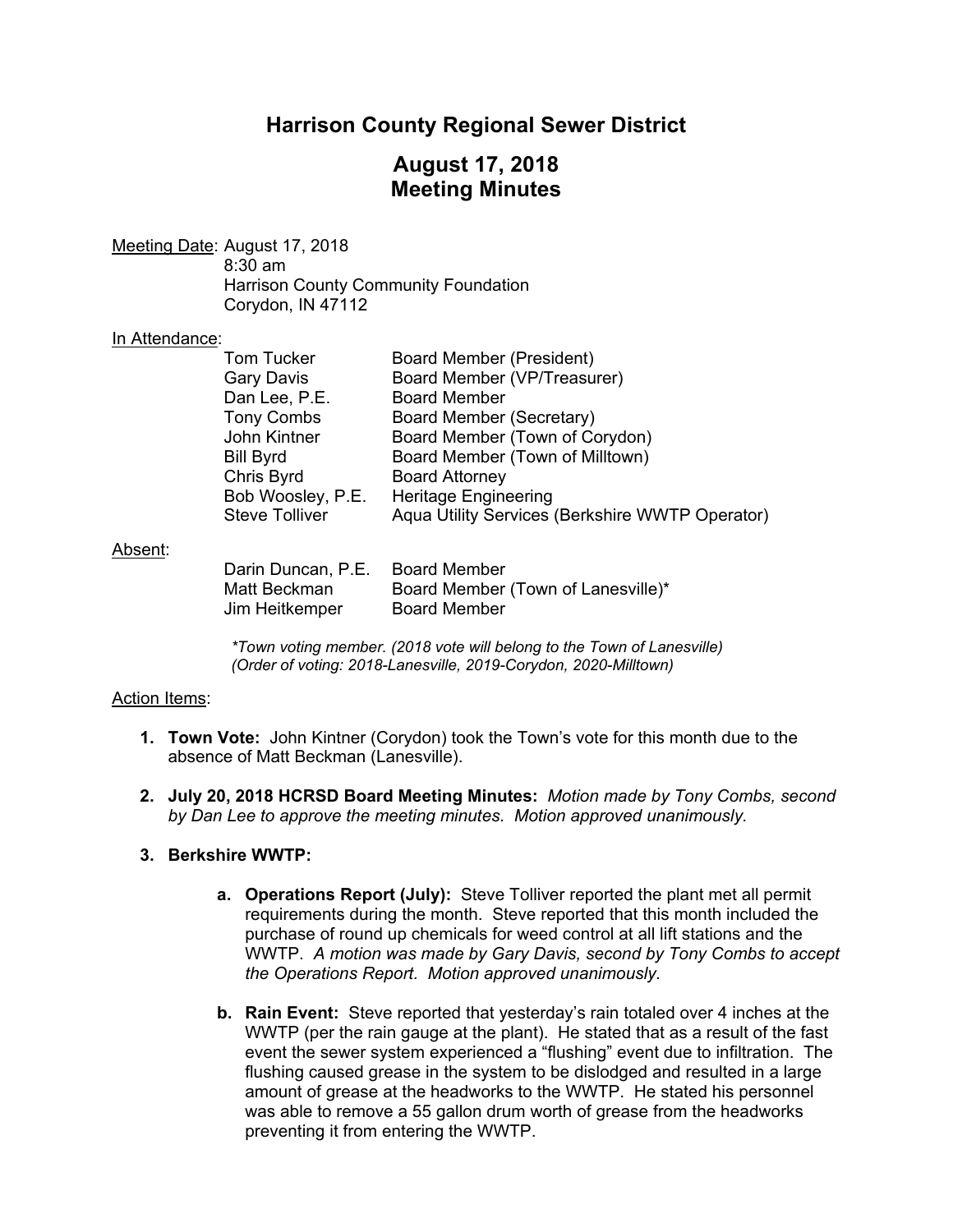# Harrison County Regional Sewer District

## August 17, 2018
## Meeting Minutes

Meeting Date: August 17, 2018
8:30 am
Harrison County Community Foundation
Corydon, IN 47112

In Attendance:

| | |
|---|---|
| Tom Tucker | Board Member (President) |
| Gary Davis | Board Member (VP/Treasurer) |
| Dan Lee, P.E. | Board Member |
| Tony Combs | Board Member (Secretary) |
| John Kintner | Board Member (Town of Corydon) |
| Bill Byrd | Board Member (Town of Milltown) |
| Chris Byrd | Board Attorney |
| Bob Woosley, P.E. | Heritage Engineering |
| Steve Tolliver | Aqua Utility Services (Berkshire WWTP Operator) |

Absent:

| | |
|---|---|
| Darin Duncan, P.E. | Board Member |
| Matt Beckman | Board Member (Town of Lanesville)* |
| Jim Heitkemper | Board Member |

*\*Town voting member. (2018 vote will belong to the Town of Lanesville)*
*(Order of voting: 2018-Lanesville, 2019-Corydon, 2020-Milltown)*

Action Items:

1. **Town Vote:** John Kintner (Corydon) took the Town's vote for this month due to the absence of Matt Beckman (Lanesville).

2. **July 20, 2018 HCRSD Board Meeting Minutes:** *Motion made by Tony Combs, second by Dan Lee to approve the meeting minutes. Motion approved unanimously.*

3. **Berkshire WWTP:**

   a. **Operations Report (July):** Steve Tolliver reported the plant met all permit requirements during the month. Steve reported that this month included the purchase of round up chemicals for weed control at all lift stations and the WWTP. *A motion was made by Gary Davis, second by Tony Combs to accept the Operations Report. Motion approved unanimously.*

   b. **Rain Event:** Steve reported that yesterday's rain totaled over 4 inches at the WWTP (per the rain gauge at the plant). He stated that as a result of the fast event the sewer system experienced a "flushing" event due to infiltration. The flushing caused grease in the system to be dislodged and resulted in a large amount of grease at the headworks to the WWTP. He stated his personnel was able to remove a 55 gallon drum worth of grease from the headworks preventing it from entering the WWTP.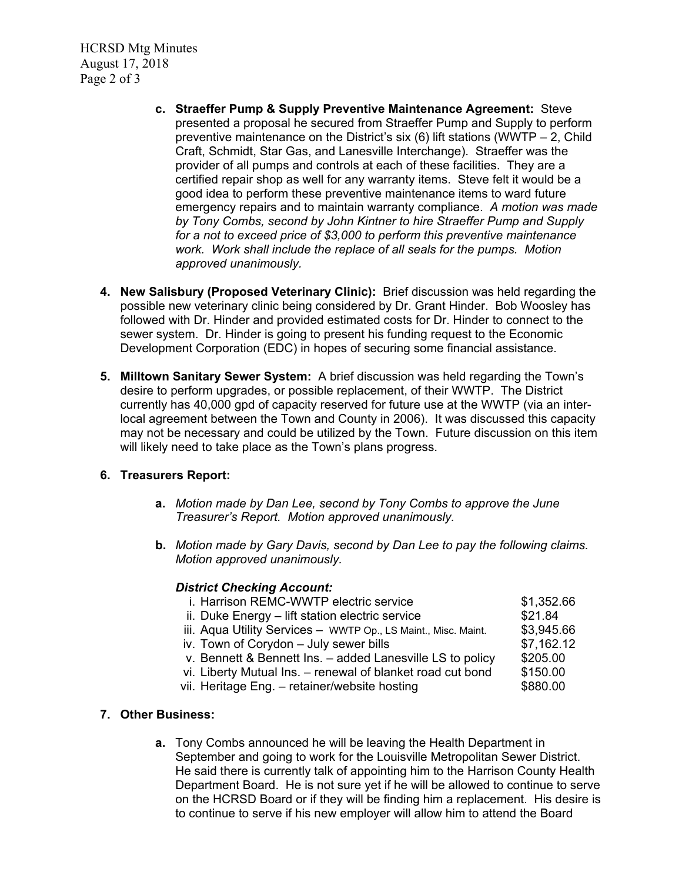c. **Straeffer Pump & Supply Preventive Maintenance Agreement:** Steve presented a proposal he secured from Straeffer Pump and Supply to perform preventive maintenance on the District's six (6) lift stations (WWTP – 2, Child Craft, Schmidt, Star Gas, and Lanesville Interchange). Straeffer was the provider of all pumps and controls at each of these facilities. They are a certified repair shop as well for any warranty items. Steve felt it would be a good idea to perform these preventive maintenance items to ward future emergency repairs and to maintain warranty compliance. *A motion was made by Tony Combs, second by John Kintner to hire Straeffer Pump and Supply for a not to exceed price of $3,000 to perform this preventive maintenance work. Work shall include the replace of all seals for the pumps. Motion approved unanimously.*

4. **New Salisbury (Proposed Veterinary Clinic):** Brief discussion was held regarding the possible new veterinary clinic being considered by Dr. Grant Hinder. Bob Woosley has followed with Dr. Hinder and provided estimated costs for Dr. Hinder to connect to the sewer system. Dr. Hinder is going to present his funding request to the Economic Development Corporation (EDC) in hopes of securing some financial assistance.

5. **Milltown Sanitary Sewer System:** A brief discussion was held regarding the Town's desire to perform upgrades, or possible replacement, of their WWTP. The District currently has 40,000 gpd of capacity reserved for future use at the WWTP (via an inter-local agreement between the Town and County in 2006). It was discussed this capacity may not be necessary and could be utilized by the Town. Future discussion on this item will likely need to take place as the Town's plans progress.

6. **Treasurers Report:**

   a. *Motion made by Dan Lee, second by Tony Combs to approve the June Treasurer's Report. Motion approved unanimously.*

   b. *Motion made by Gary Davis, second by Dan Lee to pay the following claims. Motion approved unanimously.*

   ***District Checking Account:***

   | | |
   |---|---|
   | i. Harrison REMC-WWTP electric service | $1,352.66 |
   | ii. Duke Energy – lift station electric service | $21.84 |
   | iii. Aqua Utility Services – WWTP Op., LS Maint., Misc. Maint. | $3,945.66 |
   | iv. Town of Corydon – July sewer bills | $7,162.12 |
   | v. Bennett & Bennett Ins. – added Lanesville LS to policy | $205.00 |
   | vi. Liberty Mutual Ins. – renewal of blanket road cut bond | $150.00 |
   | vii. Heritage Eng. – retainer/website hosting | $880.00 |

7. **Other Business:**

   a. Tony Combs announced he will be leaving the Health Department in September and going to work for the Louisville Metropolitan Sewer District. He said there is currently talk of appointing him to the Harrison County Health Department Board. He is not sure yet if he will be allowed to continue to serve on the HCRSD Board or if they will be finding him a replacement. His desire is to continue to serve if his new employer will allow him to attend the Board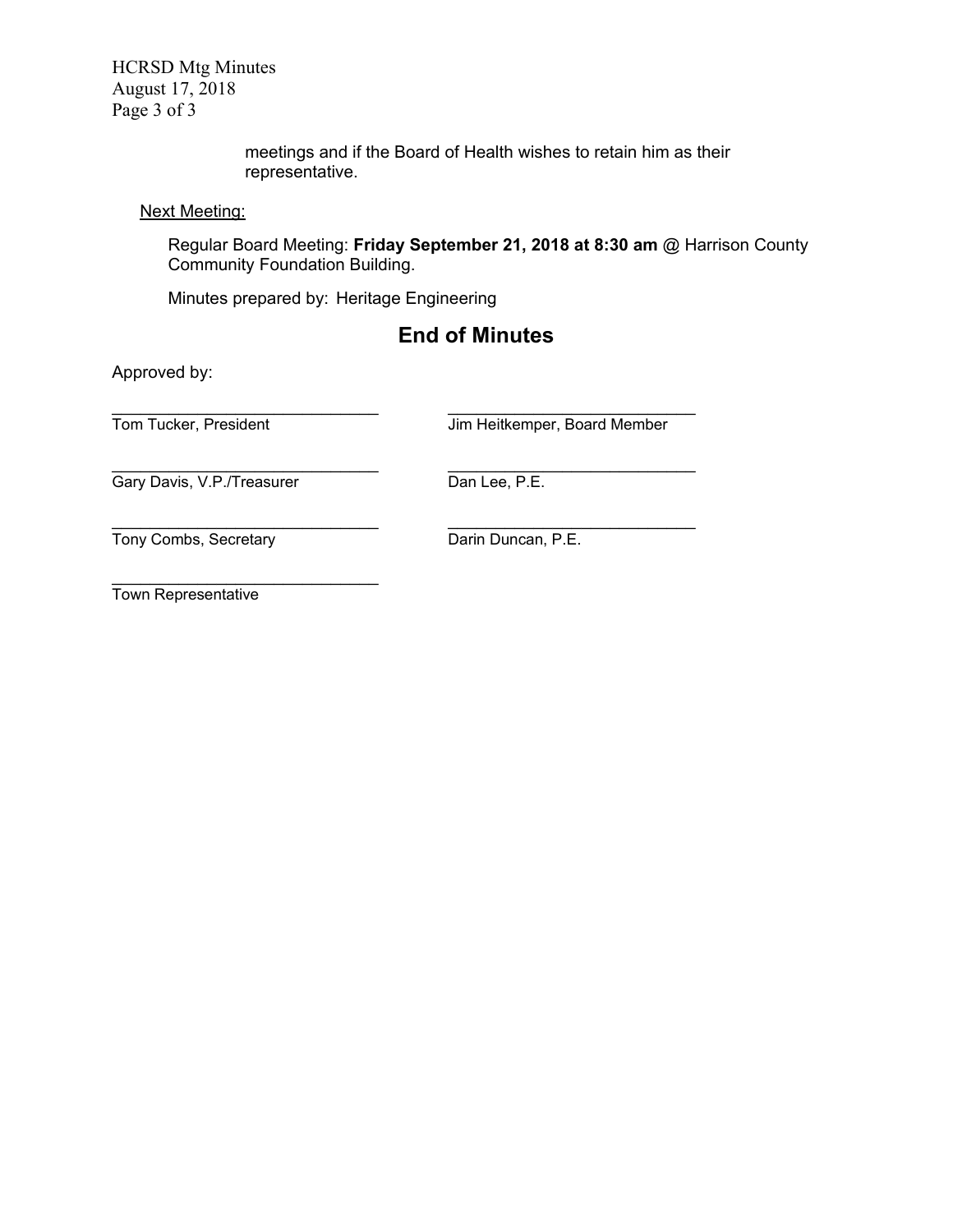meetings and if the Board of Health wishes to retain him as their representative.

<u>Next Meeting:</u>

Regular Board Meeting: **Friday September 21, 2018 at 8:30 am** @ Harrison County Community Foundation Building.

Minutes prepared by: Heritage Engineering

## End of Minutes

Approved by:

\_\_\_\_\_\_\_\_\_\_\_\_\_\_\_\_\_\_\_\_\_\_\_\_\_\_\_\_\_\_
Tom Tucker, President

\_\_\_\_\_\_\_\_\_\_\_\_\_\_\_\_\_\_\_\_\_\_\_\_\_\_\_\_\_\_
Jim Heitkemper, Board Member

\_\_\_\_\_\_\_\_\_\_\_\_\_\_\_\_\_\_\_\_\_\_\_\_\_\_\_\_\_\_
Gary Davis, V.P./Treasurer

\_\_\_\_\_\_\_\_\_\_\_\_\_\_\_\_\_\_\_\_\_\_\_\_\_\_\_\_\_\_
Dan Lee, P.E.

\_\_\_\_\_\_\_\_\_\_\_\_\_\_\_\_\_\_\_\_\_\_\_\_\_\_\_\_\_\_
Tony Combs, Secretary

\_\_\_\_\_\_\_\_\_\_\_\_\_\_\_\_\_\_\_\_\_\_\_\_\_\_\_\_\_\_
Darin Duncan, P.E.

\_\_\_\_\_\_\_\_\_\_\_\_\_\_\_\_\_\_\_\_\_\_\_\_\_\_\_\_\_\_
Town Representative